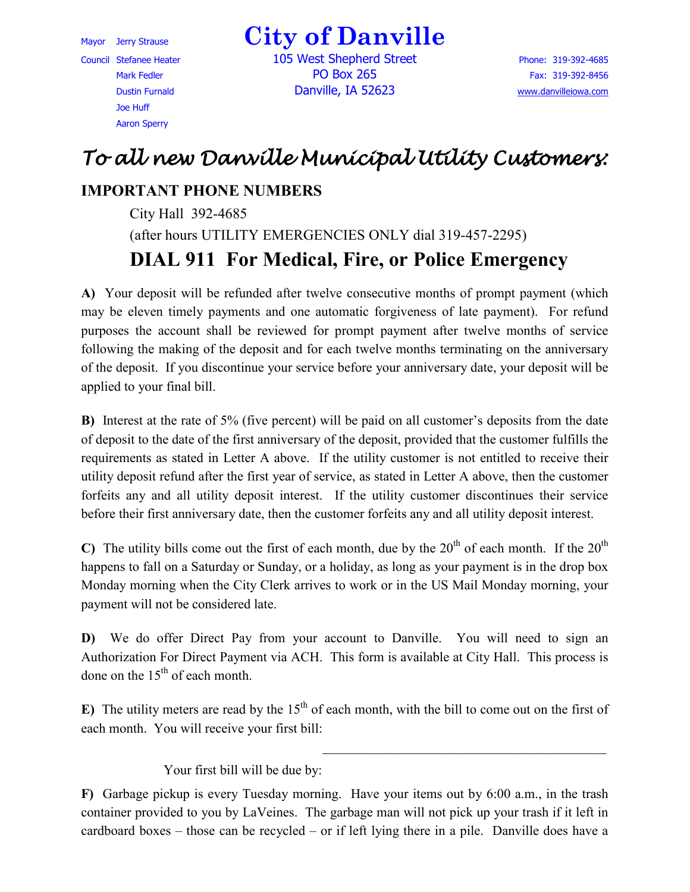Mayor Jerry Strause

Council Stefanee Heater
Mark Fedler
Dustin Furnald
Joe Huff
Aaron Sperry

# City of Danville

105 West Shepherd Street
PO Box 265
Danville, IA 52623

Phone: 319-392-4685
Fax: 319-392-8456
www.danvilleiowa.com

## *To all new Danville Municipal Utility Customers:*

### IMPORTANT PHONE NUMBERS

City Hall 392-4685

(after hours UTILITY EMERGENCIES ONLY dial 319-457-2295)

## DIAL 911 For Medical, Fire, or Police Emergency

**A)** Your deposit will be refunded after twelve consecutive months of prompt payment (which may be eleven timely payments and one automatic forgiveness of late payment). For refund purposes the account shall be reviewed for prompt payment after twelve months of service following the making of the deposit and for each twelve months terminating on the anniversary of the deposit. If you discontinue your service before your anniversary date, your deposit will be applied to your final bill.

**B)** Interest at the rate of 5% (five percent) will be paid on all customer's deposits from the date of deposit to the date of the first anniversary of the deposit, provided that the customer fulfills the requirements as stated in Letter A above. If the utility customer is not entitled to receive their utility deposit refund after the first year of service, as stated in Letter A above, then the customer forfeits any and all utility deposit interest. If the utility customer discontinues their service before their first anniversary date, then the customer forfeits any and all utility deposit interest.

**C)** The utility bills come out the first of each month, due by the 20th of each month. If the 20th happens to fall on a Saturday or Sunday, or a holiday, as long as your payment is in the drop box Monday morning when the City Clerk arrives to work or in the US Mail Monday morning, your payment will not be considered late.

**D)** We do offer Direct Pay from your account to Danville. You will need to sign an Authorization For Direct Payment via ACH. This form is available at City Hall. This process is done on the 15th of each month.

**E)** The utility meters are read by the 15th of each month, with the bill to come out on the first of each month. You will receive your first bill: ______________________________

Your first bill will be due by:

**F)** Garbage pickup is every Tuesday morning. Have your items out by 6:00 a.m., in the trash container provided to you by LaVeines. The garbage man will not pick up your trash if it left in cardboard boxes – those can be recycled – or if left lying there in a pile. Danville does have a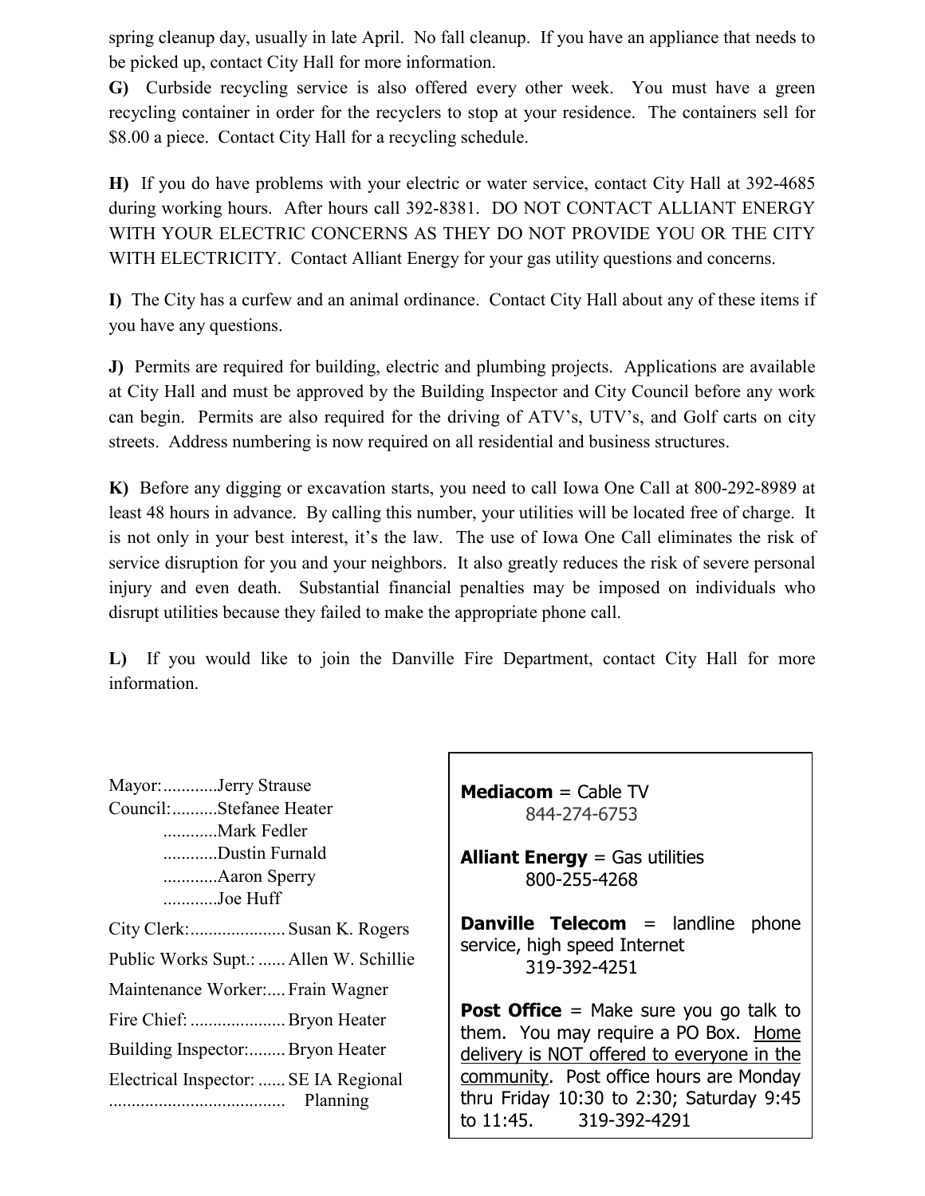spring cleanup day, usually in late April. No fall cleanup. If you have an appliance that needs to be picked up, contact City Hall for more information.

**G)** Curbside recycling service is also offered every other week. You must have a green recycling container in order for the recyclers to stop at your residence. The containers sell for $8.00 a piece. Contact City Hall for a recycling schedule.

**H)** If you do have problems with your electric or water service, contact City Hall at 392-4685 during working hours. After hours call 392-8381. DO NOT CONTACT ALLIANT ENERGY WITH YOUR ELECTRIC CONCERNS AS THEY DO NOT PROVIDE YOU OR THE CITY WITH ELECTRICITY. Contact Alliant Energy for your gas utility questions and concerns.

**I)** The City has a curfew and an animal ordinance. Contact City Hall about any of these items if you have any questions.

**J)** Permits are required for building, electric and plumbing projects. Applications are available at City Hall and must be approved by the Building Inspector and City Council before any work can begin. Permits are also required for the driving of ATV's, UTV's, and Golf carts on city streets. Address numbering is now required on all residential and business structures.

**K)** Before any digging or excavation starts, you need to call Iowa One Call at 800-292-8989 at least 48 hours in advance. By calling this number, your utilities will be located free of charge. It is not only in your best interest, it's the law. The use of Iowa One Call eliminates the risk of service disruption for you and your neighbors. It also greatly reduces the risk of severe personal injury and even death. Substantial financial penalties may be imposed on individuals who disrupt utilities because they failed to make the appropriate phone call.

**L)** If you would like to join the Danville Fire Department, contact City Hall for more information.

Mayor:............Jerry Strause
Council:..........Stefanee Heater
............Mark Fedler
............Dustin Furnald
............Aaron Sperry
............Joe Huff

City Clerk:..................... Susan K. Rogers
Public Works Supt.: ...... Allen W. Schillie
Maintenance Worker:.... Frain Wagner
Fire Chief: ..................... Bryon Heater
Building Inspector:........ Bryon Heater
Electrical Inspector: ...... SE IA Regional Planning

**Mediacom** = Cable TV
844-274-6753

**Alliant Energy** = Gas utilities
800-255-4268

**Danville Telecom** = landline phone service, high speed Internet
319-392-4251

**Post Office** = Make sure you go talk to them. You may require a PO Box. Home delivery is NOT offered to everyone in the community. Post office hours are Monday thru Friday 10:30 to 2:30; Saturday 9:45 to 11:45. 319-392-4291